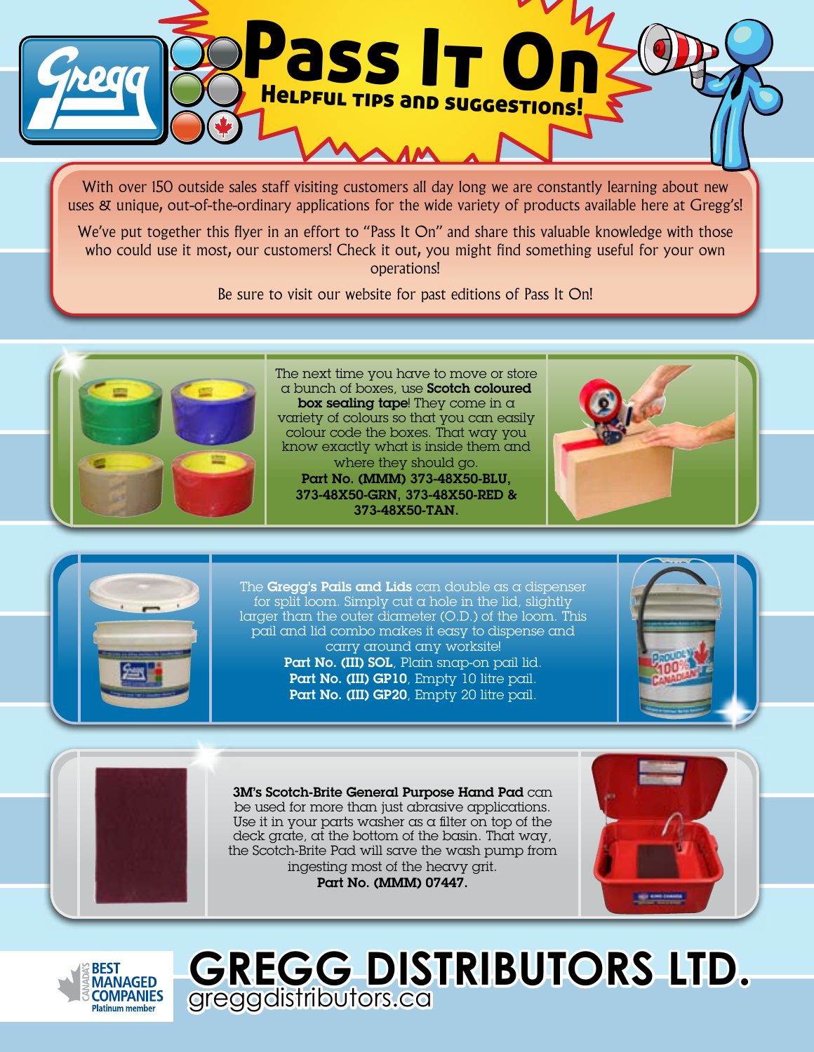# Pass It On

## Helpful tips and suggestions!

With over 150 outside sales staff visiting customers all day long we are constantly learning about new uses & unique, out-of-the-ordinary applications for the wide variety of products available here at Gregg's!

We've put together this flyer in an effort to "Pass It On" and share this valuable knowledge with those who could use it most, our customers! Check it out, you might find something useful for your own operations!

Be sure to visit our website for past editions of Pass It On!

The next time you have to move or store a bunch of boxes, use **Scotch coloured box sealing tape**! They come in a variety of colours so that you can easily colour code the boxes. That way you know exactly what is inside them and where they should go.
**Part No. (MMM) 373-48X50-BLU, 373-48X50-GRN, 373-48X50-RED & 373-48X50-TAN.**

The **Gregg's Pails and Lids** can double as a dispenser for split loom. Simply cut a hole in the lid, slightly larger than the outer diameter (O.D.) of the loom. This pail and lid combo makes it easy to dispense and carry around any worksite!
**Part No. (III) SOL**, Plain snap-on pail lid.
**Part No. (III) GP10**, Empty 10 litre pail.
**Part No. (III) GP20**, Empty 20 litre pail.

**3M's Scotch-Brite General Purpose Hand Pad** can be used for more than just abrasive applications. Use it in your parts washer as a filter on top of the deck grate, at the bottom of the basin. That way, the Scotch-Brite Pad will save the wash pump from ingesting most of the heavy grit.
**Part No. (MMM) 07447.**

Canada's Best Managed Companies Platinum member

**GREGG DISTRIBUTORS LTD.**
greggdistributors.ca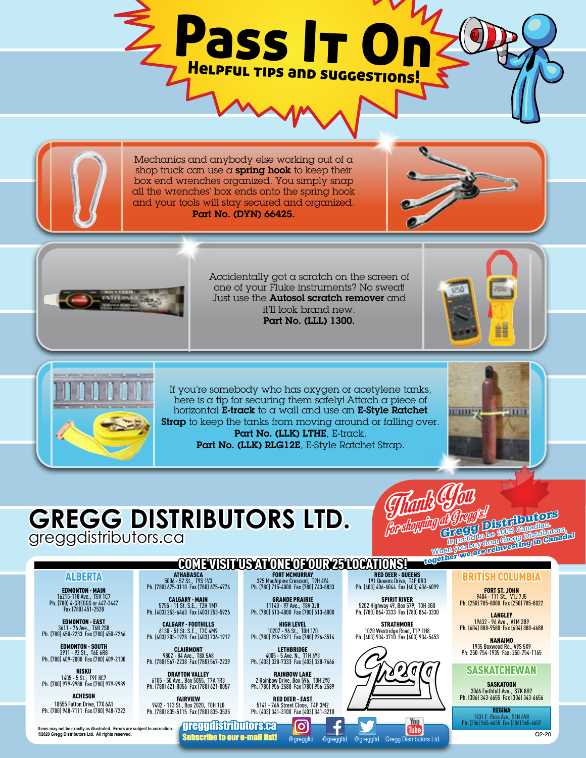# Pass It On

## Helpful tips and suggestions!

Mechanics and anybody else working out of a shop truck can use a **spring hook** to keep their box end wrenches organized. You simply snap all the wrenches' box ends onto the spring hook and your tools will stay secured and organized.
**Part No. (DYN) 66425.**

Accidentally got a scratch on the screen of one of your Fluke instruments? No sweat! Just use the **Autosol scratch remover** and it'll look brand new.
**Part No. (LLL) 1300.**

If you're somebody who has oxygen or acetylene tanks, here is a tip for securing them safely! Attach a piece of horizontal **E-track** to a wall and use an **E-Style Ratchet Strap** to keep the tanks from moving around or falling over.
**Part No. (LLK) LTHE**, E-track.
**Part No. (LLK) RLG12E**, E-Style Ratchet Strap.

# GREGG DISTRIBUTORS LTD.

greggdistributors.ca

*Thank You for shopping at Gregg's!*

**Gregg Distributors** is proud to be 100% Canadian. When you buy from Gregg Distributors, together we are reinvesting in Canada!

## COME VISIT US AT ONE OF OUR 25 LOCATIONS!

### ALBERTA

**EDMONTON - MAIN**
16215-118 Ave., T5V 1C7
Ph. (780) 4-GREGGS or 447-3447
Fax (780) 451-2528

**EDMONTON - EAST**
3611 - 76 Ave., T6B 2S8
Ph. (780) 450-2233 Fax (780) 450-2266

**EDMONTON - SOUTH**
3911 - 92 St., T6E 6R8
Ph. (780) 409-2000 Fax (780) 409-2100

**NISKU**
1405 - 5 St., T9E 8C7
Ph. (780) 979-9988 Fax (780) 979-9989

**ACHESON**
10555 Fulton Drive, T7X 6A1
Ph. (780) 948-7111 Fax (780) 948-7222

**ATHABASCA**
5006 - 52 St., T9S 1V3
Ph. (780) 675-3110 Fax (780) 675-4774

**CALGARY - MAIN**
5755 - 11 St. S.E., T2H 1M7
Ph. (403) 253-6463 Fax (403) 253-5926

**CALGARY - FOOTHILLS**
6130 - 51 St. S.E., T2C 4M9
Ph. (403) 203-1928 Fax (403) 236-1912

**CLAIRMONT**
9802 - 84 Ave., T8X 5A8
Ph. (780) 567-2238 Fax (780) 567-2239

**DRAYTON VALLEY**
6105 - 50 Ave., Box 5055, T7A 1R3
Ph. (780) 621-0056 Fax (780) 621-0057

**FAIRVIEW**
9402 - 113 St., Box 2020, T0H 1L0
Ph. (780) 835-5115 Fax (780) 835-3535

**FORT MCMURRAY**
325 MacAlpine Crescent, T9H 4Y4
Ph. (780) 715-4000 Fax (780) 743-8833

**GRANDE PRAIRIE**
11140 - 97 Ave., T8V 3J8
Ph. (780) 513-4000 Fax (780) 513-6000

**HIGH LEVEL**
10207 - 96 St., T0H 1Z0
Ph. (780) 926-2521 Fax (780) 926-3514

**LETHBRIDGE**
4005 - 5 Ave. N., T1H 6Y3
Ph. (403) 328-7333 Fax (403) 328-7666

**RAINBOW LAKE**
2 Rainbow Drive, Box 596, T0H 2Y0
Ph. (780) 956-2588 Fax (780) 956-2589

**RED DEER - EAST**
5141 - 76A Street Close, T4P 3M2
Ph. (403) 341-3100 Fax (403) 341-3210

**RED DEER - QUEENS**
191 Queens Drive, T4P 0R3
Ph. (403) 406-6044 Fax (403) 406-6099

**SPIRIT RIVER**
5202 Highway 49, Box 579, T0H 3G0
Ph. (780) 864-3333 Fax (780) 864-3330

**STRATHMORE**
1020 Westridge Road, T1P 1H8
Ph. (403) 934-3710 Fax (403) 934-5453

### BRITISH COLUMBIA

**FORT ST. JOHN**
9404 - 111 St., V1J 7J5
Ph. (250) 785-8000 Fax (250) 785-8022

**LANGLEY**
19632 - 96 Ave., V1M 3B9
Ph. (604) 888-9588 Fax (604) 888-4688

**NANAIMO**
1935 Boxwood Rd., V9S 5X9
Ph: 250-754-1935 Fax: 250-754-1165

### SASKATCHEWAN

**SASKATOON**
3066 Faithfull Ave., S7K 8H2
Ph. (306) 343-6655 Fax (306) 343-6656

**REGINA**
1831 E. Ross Ave., S4N 6N8
Ph. (306) 565-6655 Fax (306) 565-6657

Items may not be exactly as illustrated. Errors are subject to correction.
©2020 Gregg Distributors Ltd. All rights reserved.

**greggdistributors.ca**
**Subscribe to our e-mail list!**

@greggltd @greggltd @greggltd Gregg Distributors Ltd.

Q2-20